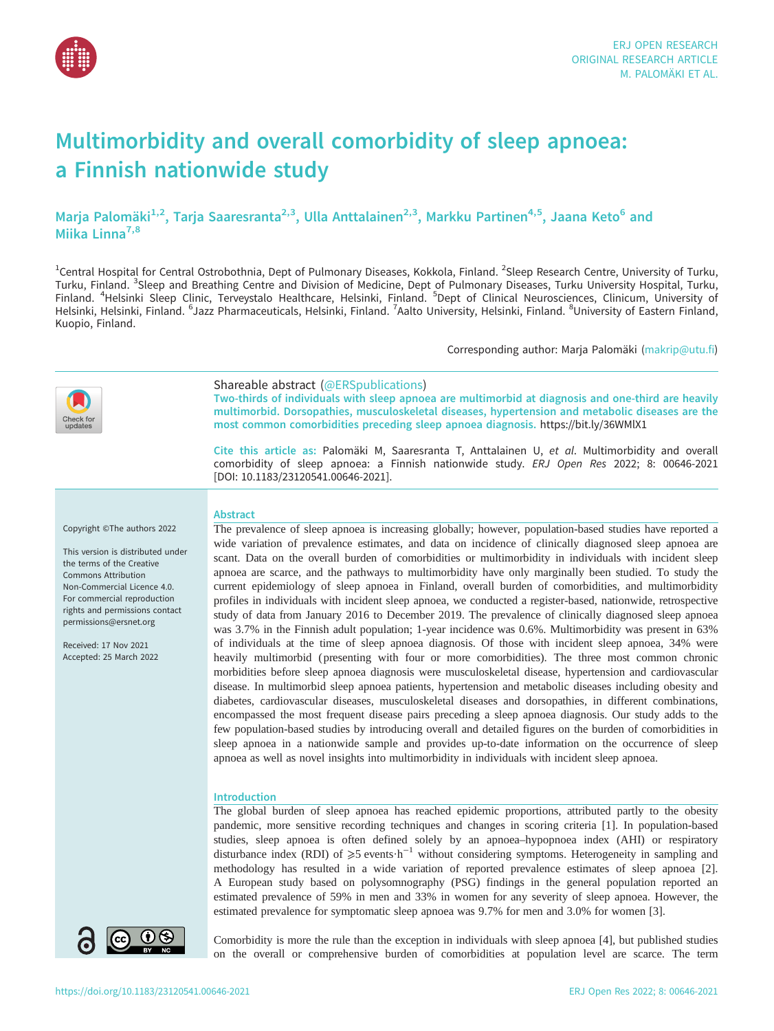# Multimorbidity and overall comorbidity of sleep apnoea: a Finnish nationwide study

Marja Palomäki[1,2], Tarja Saaresranta[2,3], Ulla Anttalainen[2,3], Markku Partinen[4,5], Jaana Keto[6] and Miika Linna[7,8]

[1]Central Hospital for Central Ostrobothnia, Dept of Pulmonary Diseases, Kokkola, Finland. [2]Sleep Research Centre, University of Turku, Turku, Finland. [3]Sleep and Breathing Centre and Division of Medicine, Dept of Pulmonary Diseases, Turku University Hospital, Turku, Finland. [4]Helsinki Sleep Clinic, Terveystalo Healthcare, Helsinki, Finland. [5]Dept of Clinical Neurosciences, Clinicum, University of Helsinki, Helsinki, Finland. [6]Jazz Pharmaceuticals, Helsinki, Finland. [7]Aalto University, Helsinki, Finland. [8]University of Eastern Finland, Kuopio, Finland.

Corresponding author: Marja Palomäki (makrip@utu.fi)

Shareable abstract (@ERSpublications)
Two-thirds of individuals with sleep apnoea are multimorbid at diagnosis and one-third are heavily multimorbid. Dorsopathies, musculoskeletal diseases, hypertension and metabolic diseases are the most common comorbidities preceding sleep apnoea diagnosis. https://bit.ly/36WMlX1

Cite this article as: Palomäki M, Saaresranta T, Anttalainen U, *et al*. Multimorbidity and overall comorbidity of sleep apnoea: a Finnish nationwide study. *ERJ Open Res* 2022; 8: 00646-2021 [DOI: 10.1183/23120541.00646-2021].

Copyright ©The authors 2022

This version is distributed under the terms of the Creative Commons Attribution Non-Commercial Licence 4.0. For commercial reproduction rights and permissions contact permissions@ersnet.org

Received: 17 Nov 2021
Accepted: 25 March 2022

## Abstract

The prevalence of sleep apnoea is increasing globally; however, population-based studies have reported a wide variation of prevalence estimates, and data on incidence of clinically diagnosed sleep apnoea are scant. Data on the overall burden of comorbidities or multimorbidity in individuals with incident sleep apnoea are scarce, and the pathways to multimorbidity have only marginally been studied. To study the current epidemiology of sleep apnoea in Finland, overall burden of comorbidities, and multimorbidity profiles in individuals with incident sleep apnoea, we conducted a register-based, nationwide, retrospective study of data from January 2016 to December 2019. The prevalence of clinically diagnosed sleep apnoea was 3.7% in the Finnish adult population; 1-year incidence was 0.6%. Multimorbidity was present in 63% of individuals at the time of sleep apnoea diagnosis. Of those with incident sleep apnoea, 34% were heavily multimorbid (presenting with four or more comorbidities). The three most common chronic morbidities before sleep apnoea diagnosis were musculoskeletal disease, hypertension and cardiovascular disease. In multimorbid sleep apnoea patients, hypertension and metabolic diseases including obesity and diabetes, cardiovascular diseases, musculoskeletal diseases and dorsopathies, in different combinations, encompassed the most frequent disease pairs preceding a sleep apnoea diagnosis. Our study adds to the few population-based studies by introducing overall and detailed figures on the burden of comorbidities in sleep apnoea in a nationwide sample and provides up-to-date information on the occurrence of sleep apnoea as well as novel insights into multimorbidity in individuals with incident sleep apnoea.

## Introduction

The global burden of sleep apnoea has reached epidemic proportions, attributed partly to the obesity pandemic, more sensitive recording techniques and changes in scoring criteria [1]. In population-based studies, sleep apnoea is often defined solely by an apnoea–hypopnoea index (AHI) or respiratory disturbance index (RDI) of $\geqslant 5$ events$\cdot$h$^{-1}$ without considering symptoms. Heterogeneity in sampling and methodology has resulted in a wide variation of reported prevalence estimates of sleep apnoea [2]. A European study based on polysomnography (PSG) findings in the general population reported an estimated prevalence of 59% in men and 33% in women for any severity of sleep apnoea. However, the estimated prevalence for symptomatic sleep apnoea was 9.7% for men and 3.0% for women [3].

Comorbidity is more the rule than the exception in individuals with sleep apnoea [4], but published studies on the overall or comprehensive burden of comorbidities at population level are scarce. The term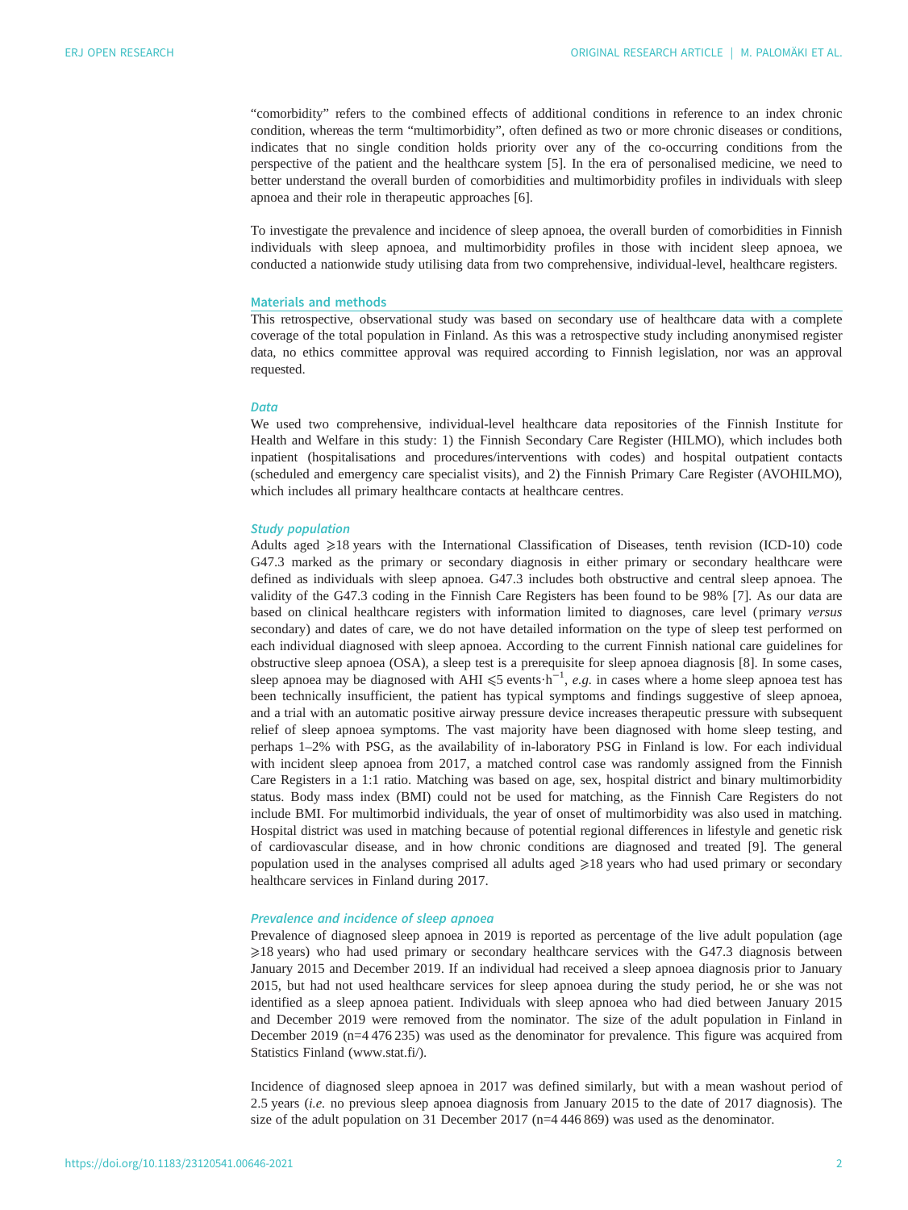"comorbidity" refers to the combined effects of additional conditions in reference to an index chronic condition, whereas the term "multimorbidity", often defined as two or more chronic diseases or conditions, indicates that no single condition holds priority over any of the co-occurring conditions from the perspective of the patient and the healthcare system [5]. In the era of personalised medicine, we need to better understand the overall burden of comorbidities and multimorbidity profiles in individuals with sleep apnoea and their role in therapeutic approaches [6].

To investigate the prevalence and incidence of sleep apnoea, the overall burden of comorbidities in Finnish individuals with sleep apnoea, and multimorbidity profiles in those with incident sleep apnoea, we conducted a nationwide study utilising data from two comprehensive, individual-level, healthcare registers.

## Materials and methods

This retrospective, observational study was based on secondary use of healthcare data with a complete coverage of the total population in Finland. As this was a retrospective study including anonymised register data, no ethics committee approval was required according to Finnish legislation, nor was an approval requested.

### *Data*

We used two comprehensive, individual-level healthcare data repositories of the Finnish Institute for Health and Welfare in this study: 1) the Finnish Secondary Care Register (HILMO), which includes both inpatient (hospitalisations and procedures/interventions with codes) and hospital outpatient contacts (scheduled and emergency care specialist visits), and 2) the Finnish Primary Care Register (AVOHILMO), which includes all primary healthcare contacts at healthcare centres.

### *Study population*

Adults aged ⩾18 years with the International Classification of Diseases, tenth revision (ICD-10) code G47.3 marked as the primary or secondary diagnosis in either primary or secondary healthcare were defined as individuals with sleep apnoea. G47.3 includes both obstructive and central sleep apnoea. The validity of the G47.3 coding in the Finnish Care Registers has been found to be 98% [7]. As our data are based on clinical healthcare registers with information limited to diagnoses, care level (primary *versus* secondary) and dates of care, we do not have detailed information on the type of sleep test performed on each individual diagnosed with sleep apnoea. According to the current Finnish national care guidelines for obstructive sleep apnoea (OSA), a sleep test is a prerequisite for sleep apnoea diagnosis [8]. In some cases, sleep apnoea may be diagnosed with AHI ⩽5 events·h$^{-1}$, *e.g.* in cases where a home sleep apnoea test has been technically insufficient, the patient has typical symptoms and findings suggestive of sleep apnoea, and a trial with an automatic positive airway pressure device increases therapeutic pressure with subsequent relief of sleep apnoea symptoms. The vast majority have been diagnosed with home sleep testing, and perhaps 1–2% with PSG, as the availability of in-laboratory PSG in Finland is low. For each individual with incident sleep apnoea from 2017, a matched control case was randomly assigned from the Finnish Care Registers in a 1:1 ratio. Matching was based on age, sex, hospital district and binary multimorbidity status. Body mass index (BMI) could not be used for matching, as the Finnish Care Registers do not include BMI. For multimorbid individuals, the year of onset of multimorbidity was also used in matching. Hospital district was used in matching because of potential regional differences in lifestyle and genetic risk of cardiovascular disease, and in how chronic conditions are diagnosed and treated [9]. The general population used in the analyses comprised all adults aged ⩾18 years who had used primary or secondary healthcare services in Finland during 2017.

### *Prevalence and incidence of sleep apnoea*

Prevalence of diagnosed sleep apnoea in 2019 is reported as percentage of the live adult population (age ⩾18 years) who had used primary or secondary healthcare services with the G47.3 diagnosis between January 2015 and December 2019. If an individual had received a sleep apnoea diagnosis prior to January 2015, but had not used healthcare services for sleep apnoea during the study period, he or she was not identified as a sleep apnoea patient. Individuals with sleep apnoea who had died between January 2015 and December 2019 were removed from the nominator. The size of the adult population in Finland in December 2019 (n=4 476 235) was used as the denominator for prevalence. This figure was acquired from Statistics Finland (www.stat.fi/).

Incidence of diagnosed sleep apnoea in 2017 was defined similarly, but with a mean washout period of 2.5 years (*i.e.* no previous sleep apnoea diagnosis from January 2015 to the date of 2017 diagnosis). The size of the adult population on 31 December 2017 (n=4 446 869) was used as the denominator.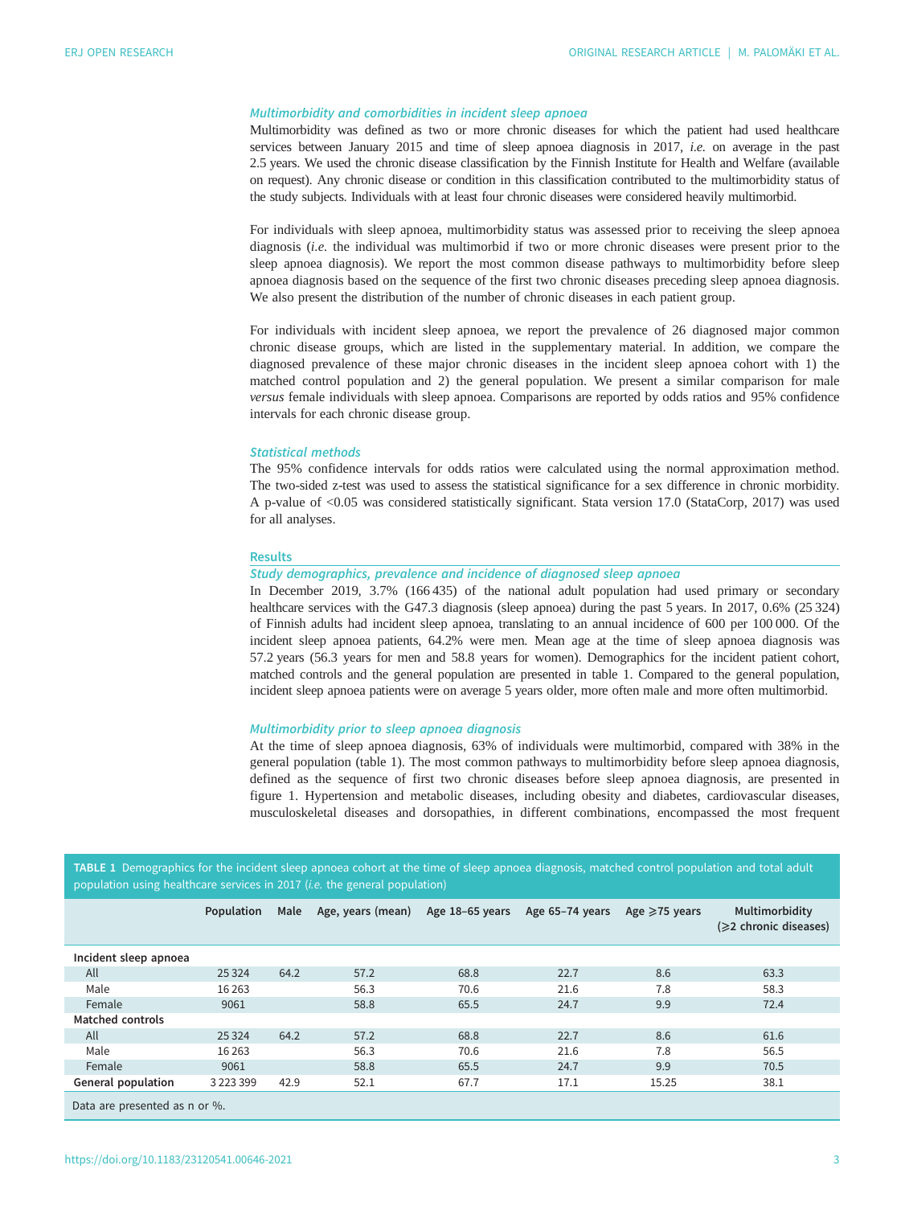### *Multimorbidity and comorbidities in incident sleep apnoea*

Multimorbidity was defined as two or more chronic diseases for which the patient had used healthcare services between January 2015 and time of sleep apnoea diagnosis in 2017, *i.e.* on average in the past 2.5 years. We used the chronic disease classification by the Finnish Institute for Health and Welfare (available on request). Any chronic disease or condition in this classification contributed to the multimorbidity status of the study subjects. Individuals with at least four chronic diseases were considered heavily multimorbid.

For individuals with sleep apnoea, multimorbidity status was assessed prior to receiving the sleep apnoea diagnosis (*i.e.* the individual was multimorbid if two or more chronic diseases were present prior to the sleep apnoea diagnosis). We report the most common disease pathways to multimorbidity before sleep apnoea diagnosis based on the sequence of the first two chronic diseases preceding sleep apnoea diagnosis. We also present the distribution of the number of chronic diseases in each patient group.

For individuals with incident sleep apnoea, we report the prevalence of 26 diagnosed major common chronic disease groups, which are listed in the supplementary material. In addition, we compare the diagnosed prevalence of these major chronic diseases in the incident sleep apnoea cohort with 1) the matched control population and 2) the general population. We present a similar comparison for male *versus* female individuals with sleep apnoea. Comparisons are reported by odds ratios and 95% confidence intervals for each chronic disease group.

### *Statistical methods*

The 95% confidence intervals for odds ratios were calculated using the normal approximation method. The two-sided z-test was used to assess the statistical significance for a sex difference in chronic morbidity. A p-value of <0.05 was considered statistically significant. Stata version 17.0 (StataCorp, 2017) was used for all analyses.

## Results

### *Study demographics, prevalence and incidence of diagnosed sleep apnoea*

In December 2019, 3.7% (166 435) of the national adult population had used primary or secondary healthcare services with the G47.3 diagnosis (sleep apnoea) during the past 5 years. In 2017, 0.6% (25 324) of Finnish adults had incident sleep apnoea, translating to an annual incidence of 600 per 100 000. Of the incident sleep apnoea patients, 64.2% were men. Mean age at the time of sleep apnoea diagnosis was 57.2 years (56.3 years for men and 58.8 years for women). Demographics for the incident patient cohort, matched controls and the general population are presented in table 1. Compared to the general population, incident sleep apnoea patients were on average 5 years older, more often male and more often multimorbid.

### *Multimorbidity prior to sleep apnoea diagnosis*

At the time of sleep apnoea diagnosis, 63% of individuals were multimorbid, compared with 38% in the general population (table 1). The most common pathways to multimorbidity before sleep apnoea diagnosis, defined as the sequence of first two chronic diseases before sleep apnoea diagnosis, are presented in figure 1. Hypertension and metabolic diseases, including obesity and diabetes, cardiovascular diseases, musculoskeletal diseases and dorsopathies, in different combinations, encompassed the most frequent

**TABLE 1** Demographics for the incident sleep apnoea cohort at the time of sleep apnoea diagnosis, matched control population and total adult population using healthcare services in 2017 (*i.e.* the general population)

| | Population | Male | Age, years (mean) | Age 18–65 years | Age 65–74 years | Age ⩾75 years | Multimorbidity (⩾2 chronic diseases) |
|---|---|---|---|---|---|---|---|
| **Incident sleep apnoea** | | | | | | | |
| All | 25 324 | 64.2 | 57.2 | 68.8 | 22.7 | 8.6 | 63.3 |
| Male | 16 263 | | 56.3 | 70.6 | 21.6 | 7.8 | 58.3 |
| Female | 9061 | | 58.8 | 65.5 | 24.7 | 9.9 | 72.4 |
| **Matched controls** | | | | | | | |
| All | 25 324 | 64.2 | 57.2 | 68.8 | 22.7 | 8.6 | 61.6 |
| Male | 16 263 | | 56.3 | 70.6 | 21.6 | 7.8 | 56.5 |
| Female | 9061 | | 58.8 | 65.5 | 24.7 | 9.9 | 70.5 |
| **General population** | 3 223 399 | 42.9 | 52.1 | 67.7 | 17.1 | 15.25 | 38.1 |

Data are presented as n or %.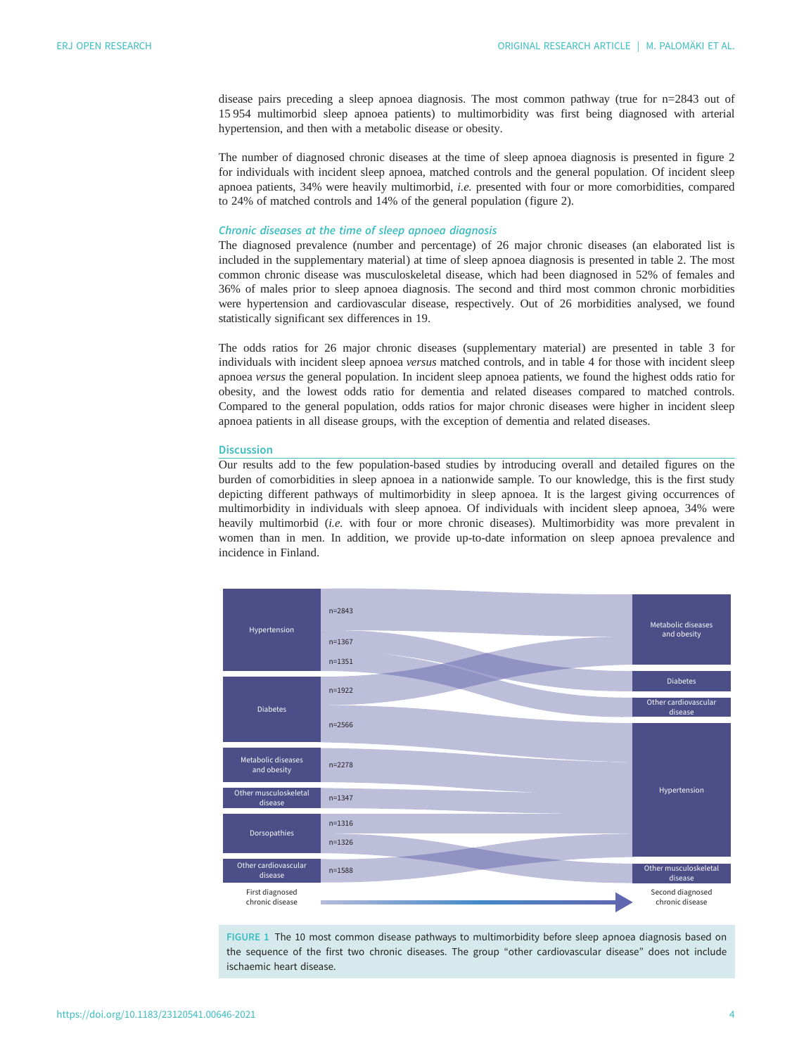disease pairs preceding a sleep apnoea diagnosis. The most common pathway (true for n=2843 out of 15 954 multimorbid sleep apnoea patients) to multimorbidity was first being diagnosed with arterial hypertension, and then with a metabolic disease or obesity.

The number of diagnosed chronic diseases at the time of sleep apnoea diagnosis is presented in figure 2 for individuals with incident sleep apnoea, matched controls and the general population. Of incident sleep apnoea patients, 34% were heavily multimorbid, *i.e.* presented with four or more comorbidities, compared to 24% of matched controls and 14% of the general population (figure 2).

### Chronic diseases at the time of sleep apnoea diagnosis

The diagnosed prevalence (number and percentage) of 26 major chronic diseases (an elaborated list is included in the supplementary material) at time of sleep apnoea diagnosis is presented in table 2. The most common chronic disease was musculoskeletal disease, which had been diagnosed in 52% of females and 36% of males prior to sleep apnoea diagnosis. The second and third most common chronic morbidities were hypertension and cardiovascular disease, respectively. Out of 26 morbidities analysed, we found statistically significant sex differences in 19.

The odds ratios for 26 major chronic diseases (supplementary material) are presented in table 3 for individuals with incident sleep apnoea *versus* matched controls, and in table 4 for those with incident sleep apnoea *versus* the general population. In incident sleep apnoea patients, we found the highest odds ratio for obesity, and the lowest odds ratio for dementia and related diseases compared to matched controls. Compared to the general population, odds ratios for major chronic diseases were higher in incident sleep apnoea patients in all disease groups, with the exception of dementia and related diseases.

## Discussion

Our results add to the few population-based studies by introducing overall and detailed figures on the burden of comorbidities in sleep apnoea in a nationwide sample. To our knowledge, this is the first study depicting different pathways of multimorbidity in sleep apnoea. It is the largest giving occurrences of multimorbidity in individuals with sleep apnoea. Of individuals with incident sleep apnoea, 34% were heavily multimorbid (*i.e.* with four or more chronic diseases). Multimorbidity was more prevalent in women than in men. In addition, we provide up-to-date information on sleep apnoea prevalence and incidence in Finland.

FIGURE 1 The 10 most common disease pathways to multimorbidity before sleep apnoea diagnosis based on the sequence of the first two chronic diseases. The group "other cardiovascular disease" does not include ischaemic heart disease.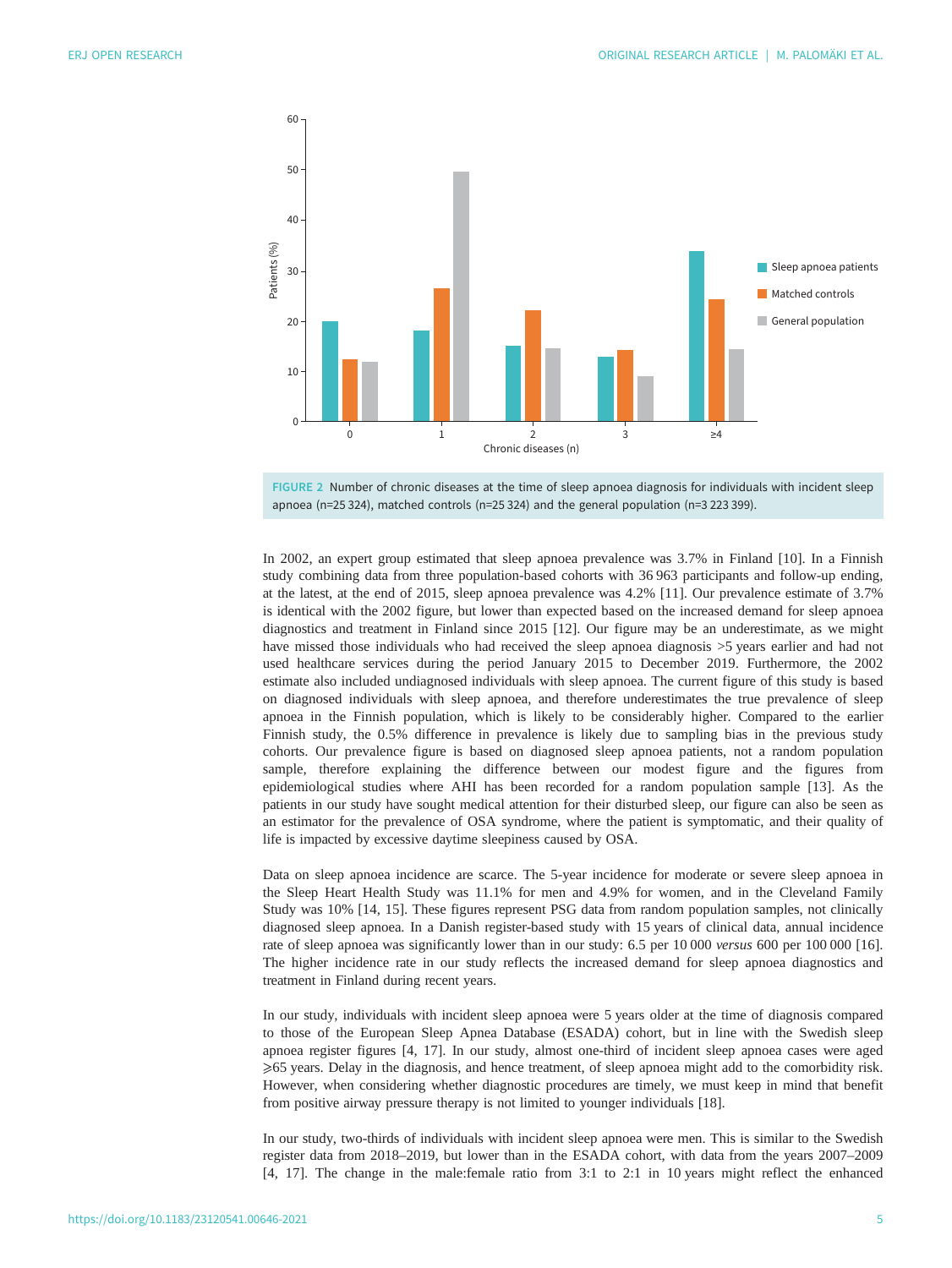FIGURE 2 Number of chronic diseases at the time of sleep apnoea diagnosis for individuals with incident sleep apnoea (n=25 324), matched controls (n=25 324) and the general population (n=3 223 399).

In 2002, an expert group estimated that sleep apnoea prevalence was 3.7% in Finland [10]. In a Finnish study combining data from three population-based cohorts with 36 963 participants and follow-up ending, at the latest, at the end of 2015, sleep apnoea prevalence was 4.2% [11]. Our prevalence estimate of 3.7% is identical with the 2002 figure, but lower than expected based on the increased demand for sleep apnoea diagnostics and treatment in Finland since 2015 [12]. Our figure may be an underestimate, as we might have missed those individuals who had received the sleep apnoea diagnosis >5 years earlier and had not used healthcare services during the period January 2015 to December 2019. Furthermore, the 2002 estimate also included undiagnosed individuals with sleep apnoea. The current figure of this study is based on diagnosed individuals with sleep apnoea, and therefore underestimates the true prevalence of sleep apnoea in the Finnish population, which is likely to be considerably higher. Compared to the earlier Finnish study, the 0.5% difference in prevalence is likely due to sampling bias in the previous study cohorts. Our prevalence figure is based on diagnosed sleep apnoea patients, not a random population sample, therefore explaining the difference between our modest figure and the figures from epidemiological studies where AHI has been recorded for a random population sample [13]. As the patients in our study have sought medical attention for their disturbed sleep, our figure can also be seen as an estimator for the prevalence of OSA syndrome, where the patient is symptomatic, and their quality of life is impacted by excessive daytime sleepiness caused by OSA.

Data on sleep apnoea incidence are scarce. The 5-year incidence for moderate or severe sleep apnoea in the Sleep Heart Health Study was 11.1% for men and 4.9% for women, and in the Cleveland Family Study was 10% [14, 15]. These figures represent PSG data from random population samples, not clinically diagnosed sleep apnoea. In a Danish register-based study with 15 years of clinical data, annual incidence rate of sleep apnoea was significantly lower than in our study: 6.5 per 10 000 *versus* 600 per 100 000 [16]. The higher incidence rate in our study reflects the increased demand for sleep apnoea diagnostics and treatment in Finland during recent years.

In our study, individuals with incident sleep apnoea were 5 years older at the time of diagnosis compared to those of the European Sleep Apnea Database (ESADA) cohort, but in line with the Swedish sleep apnoea register figures [4, 17]. In our study, almost one-third of incident sleep apnoea cases were aged ⩾65 years. Delay in the diagnosis, and hence treatment, of sleep apnoea might add to the comorbidity risk. However, when considering whether diagnostic procedures are timely, we must keep in mind that benefit from positive airway pressure therapy is not limited to younger individuals [18].

In our study, two-thirds of individuals with incident sleep apnoea were men. This is similar to the Swedish register data from 2018–2019, but lower than in the ESADA cohort, with data from the years 2007–2009 [4, 17]. The change in the male:female ratio from 3:1 to 2:1 in 10 years might reflect the enhanced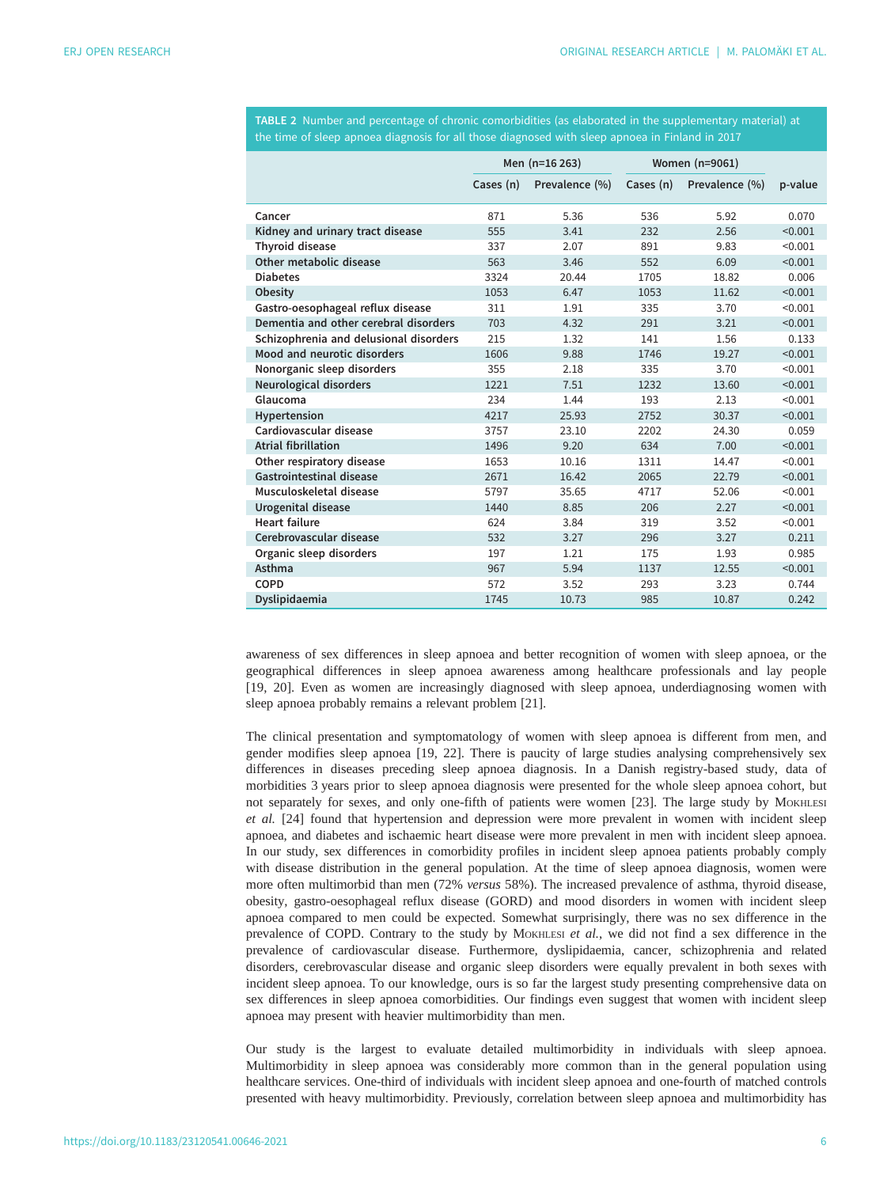**TABLE 2** Number and percentage of chronic comorbidities (as elaborated in the supplementary material) at the time of sleep apnoea diagnosis for all those diagnosed with sleep apnoea in Finland in 2017

| | Men (n=16 263) | | Women (n=9061) | | p-value |
|---|---|---|---|---|---|
| | Cases (n) | Prevalence (%) | Cases (n) | Prevalence (%) | |
| Cancer | 871 | 5.36 | 536 | 5.92 | 0.070 |
| Kidney and urinary tract disease | 555 | 3.41 | 232 | 2.56 | <0.001 |
| Thyroid disease | 337 | 2.07 | 891 | 9.83 | <0.001 |
| Other metabolic disease | 563 | 3.46 | 552 | 6.09 | <0.001 |
| Diabetes | 3324 | 20.44 | 1705 | 18.82 | 0.006 |
| Obesity | 1053 | 6.47 | 1053 | 11.62 | <0.001 |
| Gastro-oesophageal reflux disease | 311 | 1.91 | 335 | 3.70 | <0.001 |
| Dementia and other cerebral disorders | 703 | 4.32 | 291 | 3.21 | <0.001 |
| Schizophrenia and delusional disorders | 215 | 1.32 | 141 | 1.56 | 0.133 |
| Mood and neurotic disorders | 1606 | 9.88 | 1746 | 19.27 | <0.001 |
| Nonorganic sleep disorders | 355 | 2.18 | 335 | 3.70 | <0.001 |
| Neurological disorders | 1221 | 7.51 | 1232 | 13.60 | <0.001 |
| Glaucoma | 234 | 1.44 | 193 | 2.13 | <0.001 |
| Hypertension | 4217 | 25.93 | 2752 | 30.37 | <0.001 |
| Cardiovascular disease | 3757 | 23.10 | 2202 | 24.30 | 0.059 |
| Atrial fibrillation | 1496 | 9.20 | 634 | 7.00 | <0.001 |
| Other respiratory disease | 1653 | 10.16 | 1311 | 14.47 | <0.001 |
| Gastrointestinal disease | 2671 | 16.42 | 2065 | 22.79 | <0.001 |
| Musculoskeletal disease | 5797 | 35.65 | 4717 | 52.06 | <0.001 |
| Urogenital disease | 1440 | 8.85 | 206 | 2.27 | <0.001 |
| Heart failure | 624 | 3.84 | 319 | 3.52 | <0.001 |
| Cerebrovascular disease | 532 | 3.27 | 296 | 3.27 | 0.211 |
| Organic sleep disorders | 197 | 1.21 | 175 | 1.93 | 0.985 |
| Asthma | 967 | 5.94 | 1137 | 12.55 | <0.001 |
| COPD | 572 | 3.52 | 293 | 3.23 | 0.744 |
| Dyslipidaemia | 1745 | 10.73 | 985 | 10.87 | 0.242 |

awareness of sex differences in sleep apnoea and better recognition of women with sleep apnoea, or the geographical differences in sleep apnoea awareness among healthcare professionals and lay people [19, 20]. Even as women are increasingly diagnosed with sleep apnoea, underdiagnosing women with sleep apnoea probably remains a relevant problem [21].

The clinical presentation and symptomatology of women with sleep apnoea is different from men, and gender modifies sleep apnoea [19, 22]. There is paucity of large studies analysing comprehensively sex differences in diseases preceding sleep apnoea diagnosis. In a Danish registry-based study, data of morbidities 3 years prior to sleep apnoea diagnosis were presented for the whole sleep apnoea cohort, but not separately for sexes, and only one-fifth of patients were women [23]. The large study by Mokhlesi *et al.* [24] found that hypertension and depression were more prevalent in women with incident sleep apnoea, and diabetes and ischaemic heart disease were more prevalent in men with incident sleep apnoea. In our study, sex differences in comorbidity profiles in incident sleep apnoea patients probably comply with disease distribution in the general population. At the time of sleep apnoea diagnosis, women were more often multimorbid than men (72% *versus* 58%). The increased prevalence of asthma, thyroid disease, obesity, gastro-oesophageal reflux disease (GORD) and mood disorders in women with incident sleep apnoea compared to men could be expected. Somewhat surprisingly, there was no sex difference in the prevalence of COPD. Contrary to the study by Mokhlesi *et al.*, we did not find a sex difference in the prevalence of cardiovascular disease. Furthermore, dyslipidaemia, cancer, schizophrenia and related disorders, cerebrovascular disease and organic sleep disorders were equally prevalent in both sexes with incident sleep apnoea. To our knowledge, ours is so far the largest study presenting comprehensive data on sex differences in sleep apnoea comorbidities. Our findings even suggest that women with incident sleep apnoea may present with heavier multimorbidity than men.

Our study is the largest to evaluate detailed multimorbidity in individuals with sleep apnoea. Multimorbidity in sleep apnoea was considerably more common than in the general population using healthcare services. One-third of individuals with incident sleep apnoea and one-fourth of matched controls presented with heavy multimorbidity. Previously, correlation between sleep apnoea and multimorbidity has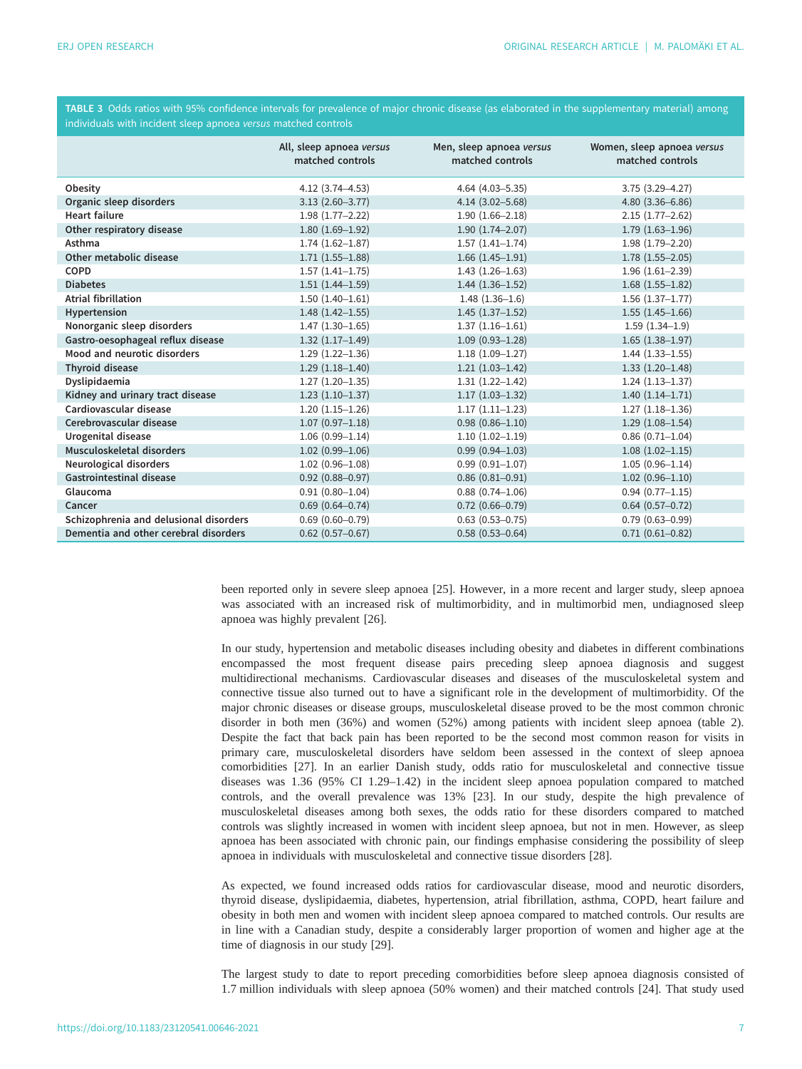**TABLE 3** Odds ratios with 95% confidence intervals for prevalence of major chronic disease (as elaborated in the supplementary material) among individuals with incident sleep apnoea *versus* matched controls

| | All, sleep apnoea *versus* matched controls | Men, sleep apnoea *versus* matched controls | Women, sleep apnoea *versus* matched controls |
|---|---|---|---|
| Obesity | 4.12 (3.74–4.53) | 4.64 (4.03–5.35) | 3.75 (3.29–4.27) |
| Organic sleep disorders | 3.13 (2.60–3.77) | 4.14 (3.02–5.68) | 4.80 (3.36–6.86) |
| Heart failure | 1.98 (1.77–2.22) | 1.90 (1.66–2.18) | 2.15 (1.77–2.62) |
| Other respiratory disease | 1.80 (1.69–1.92) | 1.90 (1.74–2.07) | 1.79 (1.63–1.96) |
| Asthma | 1.74 (1.62–1.87) | 1.57 (1.41–1.74) | 1.98 (1.79–2.20) |
| Other metabolic disease | 1.71 (1.55–1.88) | 1.66 (1.45–1.91) | 1.78 (1.55–2.05) |
| COPD | 1.57 (1.41–1.75) | 1.43 (1.26–1.63) | 1.96 (1.61–2.39) |
| Diabetes | 1.51 (1.44–1.59) | 1.44 (1.36–1.52) | 1.68 (1.55–1.82) |
| Atrial fibrillation | 1.50 (1.40–1.61) | 1.48 (1.36–1.6) | 1.56 (1.37–1.77) |
| Hypertension | 1.48 (1.42–1.55) | 1.45 (1.37–1.52) | 1.55 (1.45–1.66) |
| Nonorganic sleep disorders | 1.47 (1.30–1.65) | 1.37 (1.16–1.61) | 1.59 (1.34–1.9) |
| Gastro-oesophageal reflux disease | 1.32 (1.17–1.49) | 1.09 (0.93–1.28) | 1.65 (1.38–1.97) |
| Mood and neurotic disorders | 1.29 (1.22–1.36) | 1.18 (1.09–1.27) | 1.44 (1.33–1.55) |
| Thyroid disease | 1.29 (1.18–1.40) | 1.21 (1.03–1.42) | 1.33 (1.20–1.48) |
| Dyslipidaemia | 1.27 (1.20–1.35) | 1.31 (1.22–1.42) | 1.24 (1.13–1.37) |
| Kidney and urinary tract disease | 1.23 (1.10–1.37) | 1.17 (1.03–1.32) | 1.40 (1.14–1.71) |
| Cardiovascular disease | 1.20 (1.15–1.26) | 1.17 (1.11–1.23) | 1.27 (1.18–1.36) |
| Cerebrovascular disease | 1.07 (0.97–1.18) | 0.98 (0.86–1.10) | 1.29 (1.08–1.54) |
| Urogenital disease | 1.06 (0.99–1.14) | 1.10 (1.02–1.19) | 0.86 (0.71–1.04) |
| Musculoskeletal disorders | 1.02 (0.99–1.06) | 0.99 (0.94–1.03) | 1.08 (1.02–1.15) |
| Neurological disorders | 1.02 (0.96–1.08) | 0.99 (0.91–1.07) | 1.05 (0.96–1.14) |
| Gastrointestinal disease | 0.92 (0.88–0.97) | 0.86 (0.81–0.91) | 1.02 (0.96–1.10) |
| Glaucoma | 0.91 (0.80–1.04) | 0.88 (0.74–1.06) | 0.94 (0.77–1.15) |
| Cancer | 0.69 (0.64–0.74) | 0.72 (0.66–0.79) | 0.64 (0.57–0.72) |
| Schizophrenia and delusional disorders | 0.69 (0.60–0.79) | 0.63 (0.53–0.75) | 0.79 (0.63–0.99) |
| Dementia and other cerebral disorders | 0.62 (0.57–0.67) | 0.58 (0.53–0.64) | 0.71 (0.61–0.82) |

been reported only in severe sleep apnoea [25]. However, in a more recent and larger study, sleep apnoea was associated with an increased risk of multimorbidity, and in multimorbid men, undiagnosed sleep apnoea was highly prevalent [26].

In our study, hypertension and metabolic diseases including obesity and diabetes in different combinations encompassed the most frequent disease pairs preceding sleep apnoea diagnosis and suggest multidirectional mechanisms. Cardiovascular diseases and diseases of the musculoskeletal system and connective tissue also turned out to have a significant role in the development of multimorbidity. Of the major chronic diseases or disease groups, musculoskeletal disease proved to be the most common chronic disorder in both men (36%) and women (52%) among patients with incident sleep apnoea (table 2). Despite the fact that back pain has been reported to be the second most common reason for visits in primary care, musculoskeletal disorders have seldom been assessed in the context of sleep apnoea comorbidities [27]. In an earlier Danish study, odds ratio for musculoskeletal and connective tissue diseases was 1.36 (95% CI 1.29–1.42) in the incident sleep apnoea population compared to matched controls, and the overall prevalence was 13% [23]. In our study, despite the high prevalence of musculoskeletal diseases among both sexes, the odds ratio for these disorders compared to matched controls was slightly increased in women with incident sleep apnoea, but not in men. However, as sleep apnoea has been associated with chronic pain, our findings emphasise considering the possibility of sleep apnoea in individuals with musculoskeletal and connective tissue disorders [28].

As expected, we found increased odds ratios for cardiovascular disease, mood and neurotic disorders, thyroid disease, dyslipidaemia, diabetes, hypertension, atrial fibrillation, asthma, COPD, heart failure and obesity in both men and women with incident sleep apnoea compared to matched controls. Our results are in line with a Canadian study, despite a considerably larger proportion of women and higher age at the time of diagnosis in our study [29].

The largest study to date to report preceding comorbidities before sleep apnoea diagnosis consisted of 1.7 million individuals with sleep apnoea (50% women) and their matched controls [24]. That study used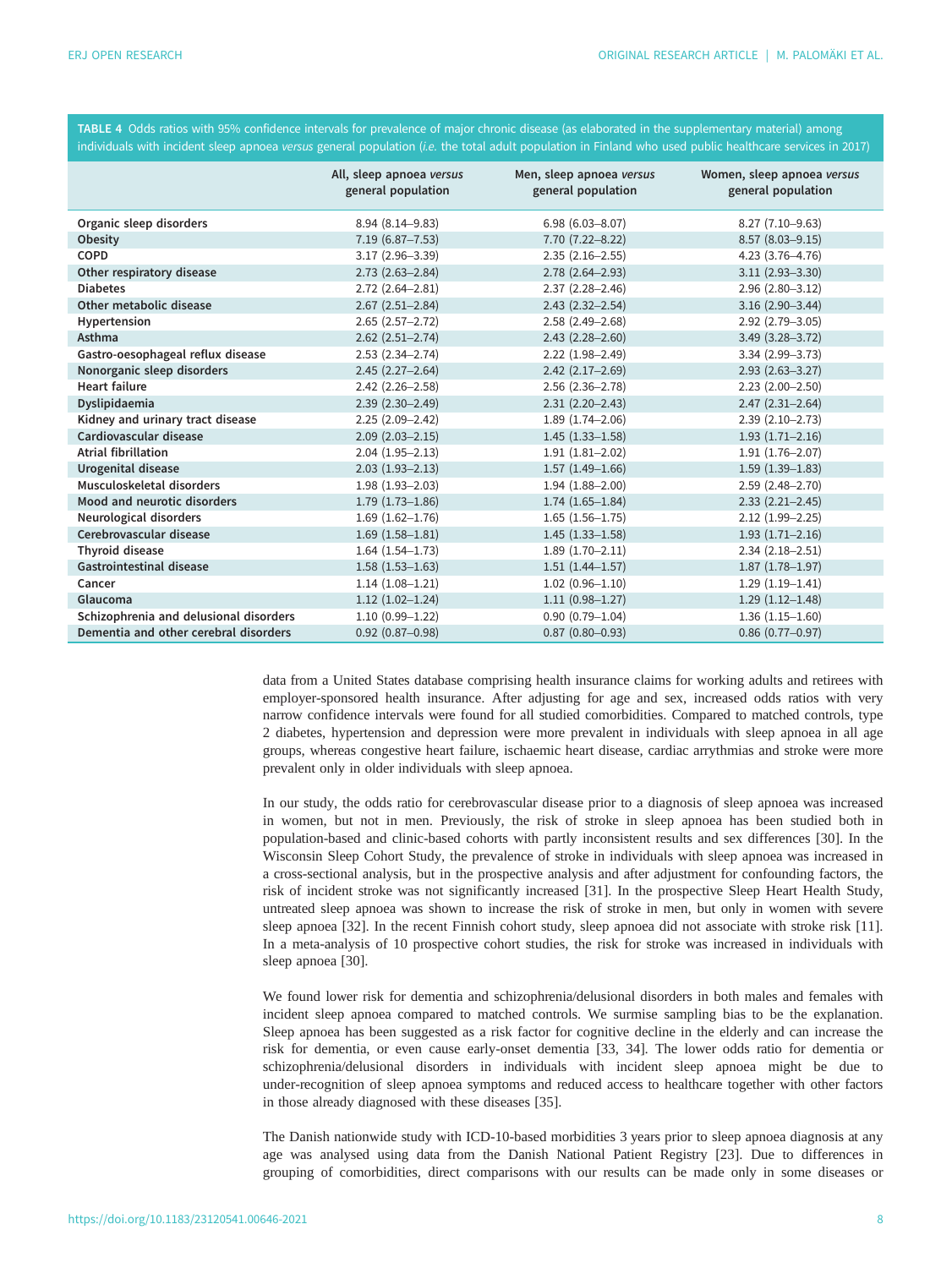**TABLE 4** Odds ratios with 95% confidence intervals for prevalence of major chronic disease (as elaborated in the supplementary material) among individuals with incident sleep apnoea *versus* general population (*i.e.* the total adult population in Finland who used public healthcare services in 2017)

| | All, sleep apnoea *versus* general population | Men, sleep apnoea *versus* general population | Women, sleep apnoea *versus* general population |
|---|---|---|---|
| Organic sleep disorders | 8.94 (8.14–9.83) | 6.98 (6.03–8.07) | 8.27 (7.10–9.63) |
| Obesity | 7.19 (6.87–7.53) | 7.70 (7.22–8.22) | 8.57 (8.03–9.15) |
| COPD | 3.17 (2.96–3.39) | 2.35 (2.16–2.55) | 4.23 (3.76–4.76) |
| Other respiratory disease | 2.73 (2.63–2.84) | 2.78 (2.64–2.93) | 3.11 (2.93–3.30) |
| Diabetes | 2.72 (2.64–2.81) | 2.37 (2.28–2.46) | 2.96 (2.80–3.12) |
| Other metabolic disease | 2.67 (2.51–2.84) | 2.43 (2.32–2.54) | 3.16 (2.90–3.44) |
| Hypertension | 2.65 (2.57–2.72) | 2.58 (2.49–2.68) | 2.92 (2.79–3.05) |
| Asthma | 2.62 (2.51–2.74) | 2.43 (2.28–2.60) | 3.49 (3.28–3.72) |
| Gastro-oesophageal reflux disease | 2.53 (2.34–2.74) | 2.22 (1.98–2.49) | 3.34 (2.99–3.73) |
| Nonorganic sleep disorders | 2.45 (2.27–2.64) | 2.42 (2.17–2.69) | 2.93 (2.63–3.27) |
| Heart failure | 2.42 (2.26–2.58) | 2.56 (2.36–2.78) | 2.23 (2.00–2.50) |
| Dyslipidaemia | 2.39 (2.30–2.49) | 2.31 (2.20–2.43) | 2.47 (2.31–2.64) |
| Kidney and urinary tract disease | 2.25 (2.09–2.42) | 1.89 (1.74–2.06) | 2.39 (2.10–2.73) |
| Cardiovascular disease | 2.09 (2.03–2.15) | 1.45 (1.33–1.58) | 1.93 (1.71–2.16) |
| Atrial fibrillation | 2.04 (1.95–2.13) | 1.91 (1.81–2.02) | 1.91 (1.76–2.07) |
| Urogenital disease | 2.03 (1.93–2.13) | 1.57 (1.49–1.66) | 1.59 (1.39–1.83) |
| Musculoskeletal disorders | 1.98 (1.93–2.03) | 1.94 (1.88–2.00) | 2.59 (2.48–2.70) |
| Mood and neurotic disorders | 1.79 (1.73–1.86) | 1.74 (1.65–1.84) | 2.33 (2.21–2.45) |
| Neurological disorders | 1.69 (1.62–1.76) | 1.65 (1.56–1.75) | 2.12 (1.99–2.25) |
| Cerebrovascular disease | 1.69 (1.58–1.81) | 1.45 (1.33–1.58) | 1.93 (1.71–2.16) |
| Thyroid disease | 1.64 (1.54–1.73) | 1.89 (1.70–2.11) | 2.34 (2.18–2.51) |
| Gastrointestinal disease | 1.58 (1.53–1.63) | 1.51 (1.44–1.57) | 1.87 (1.78–1.97) |
| Cancer | 1.14 (1.08–1.21) | 1.02 (0.96–1.10) | 1.29 (1.19–1.41) |
| Glaucoma | 1.12 (1.02–1.24) | 1.11 (0.98–1.27) | 1.29 (1.12–1.48) |
| Schizophrenia and delusional disorders | 1.10 (0.99–1.22) | 0.90 (0.79–1.04) | 1.36 (1.15–1.60) |
| Dementia and other cerebral disorders | 0.92 (0.87–0.98) | 0.87 (0.80–0.93) | 0.86 (0.77–0.97) |

data from a United States database comprising health insurance claims for working adults and retirees with employer-sponsored health insurance. After adjusting for age and sex, increased odds ratios with very narrow confidence intervals were found for all studied comorbidities. Compared to matched controls, type 2 diabetes, hypertension and depression were more prevalent in individuals with sleep apnoea in all age groups, whereas congestive heart failure, ischaemic heart disease, cardiac arrythmias and stroke were more prevalent only in older individuals with sleep apnoea.

In our study, the odds ratio for cerebrovascular disease prior to a diagnosis of sleep apnoea was increased in women, but not in men. Previously, the risk of stroke in sleep apnoea has been studied both in population-based and clinic-based cohorts with partly inconsistent results and sex differences [30]. In the Wisconsin Sleep Cohort Study, the prevalence of stroke in individuals with sleep apnoea was increased in a cross-sectional analysis, but in the prospective analysis and after adjustment for confounding factors, the risk of incident stroke was not significantly increased [31]. In the prospective Sleep Heart Health Study, untreated sleep apnoea was shown to increase the risk of stroke in men, but only in women with severe sleep apnoea [32]. In the recent Finnish cohort study, sleep apnoea did not associate with stroke risk [11]. In a meta-analysis of 10 prospective cohort studies, the risk for stroke was increased in individuals with sleep apnoea [30].

We found lower risk for dementia and schizophrenia/delusional disorders in both males and females with incident sleep apnoea compared to matched controls. We surmise sampling bias to be the explanation. Sleep apnoea has been suggested as a risk factor for cognitive decline in the elderly and can increase the risk for dementia, or even cause early-onset dementia [33, 34]. The lower odds ratio for dementia or schizophrenia/delusional disorders in individuals with incident sleep apnoea might be due to under-recognition of sleep apnoea symptoms and reduced access to healthcare together with other factors in those already diagnosed with these diseases [35].

The Danish nationwide study with ICD-10-based morbidities 3 years prior to sleep apnoea diagnosis at any age was analysed using data from the Danish National Patient Registry [23]. Due to differences in grouping of comorbidities, direct comparisons with our results can be made only in some diseases or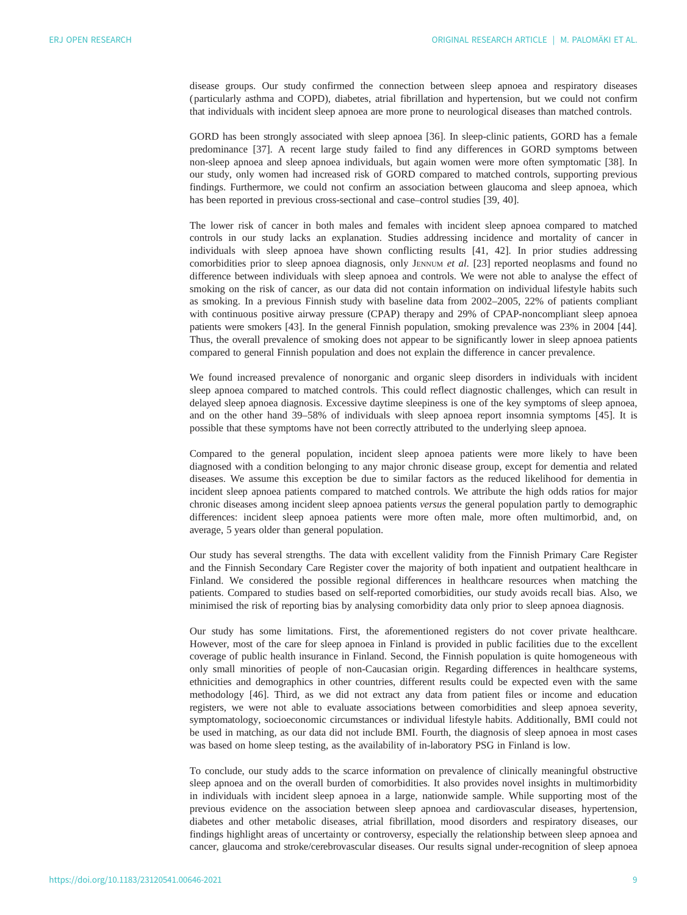disease groups. Our study confirmed the connection between sleep apnoea and respiratory diseases (particularly asthma and COPD), diabetes, atrial fibrillation and hypertension, but we could not confirm that individuals with incident sleep apnoea are more prone to neurological diseases than matched controls.

GORD has been strongly associated with sleep apnoea [36]. In sleep-clinic patients, GORD has a female predominance [37]. A recent large study failed to find any differences in GORD symptoms between non-sleep apnoea and sleep apnoea individuals, but again women were more often symptomatic [38]. In our study, only women had increased risk of GORD compared to matched controls, supporting previous findings. Furthermore, we could not confirm an association between glaucoma and sleep apnoea, which has been reported in previous cross-sectional and case–control studies [39, 40].

The lower risk of cancer in both males and females with incident sleep apnoea compared to matched controls in our study lacks an explanation. Studies addressing incidence and mortality of cancer in individuals with sleep apnoea have shown conflicting results [41, 42]. In prior studies addressing comorbidities prior to sleep apnoea diagnosis, only Jennum *et al.* [23] reported neoplasms and found no difference between individuals with sleep apnoea and controls. We were not able to analyse the effect of smoking on the risk of cancer, as our data did not contain information on individual lifestyle habits such as smoking. In a previous Finnish study with baseline data from 2002–2005, 22% of patients compliant with continuous positive airway pressure (CPAP) therapy and 29% of CPAP-noncompliant sleep apnoea patients were smokers [43]. In the general Finnish population, smoking prevalence was 23% in 2004 [44]. Thus, the overall prevalence of smoking does not appear to be significantly lower in sleep apnoea patients compared to general Finnish population and does not explain the difference in cancer prevalence.

We found increased prevalence of nonorganic and organic sleep disorders in individuals with incident sleep apnoea compared to matched controls. This could reflect diagnostic challenges, which can result in delayed sleep apnoea diagnosis. Excessive daytime sleepiness is one of the key symptoms of sleep apnoea, and on the other hand 39–58% of individuals with sleep apnoea report insomnia symptoms [45]. It is possible that these symptoms have not been correctly attributed to the underlying sleep apnoea.

Compared to the general population, incident sleep apnoea patients were more likely to have been diagnosed with a condition belonging to any major chronic disease group, except for dementia and related diseases. We assume this exception be due to similar factors as the reduced likelihood for dementia in incident sleep apnoea patients compared to matched controls. We attribute the high odds ratios for major chronic diseases among incident sleep apnoea patients *versus* the general population partly to demographic differences: incident sleep apnoea patients were more often male, more often multimorbid, and, on average, 5 years older than general population.

Our study has several strengths. The data with excellent validity from the Finnish Primary Care Register and the Finnish Secondary Care Register cover the majority of both inpatient and outpatient healthcare in Finland. We considered the possible regional differences in healthcare resources when matching the patients. Compared to studies based on self-reported comorbidities, our study avoids recall bias. Also, we minimised the risk of reporting bias by analysing comorbidity data only prior to sleep apnoea diagnosis.

Our study has some limitations. First, the aforementioned registers do not cover private healthcare. However, most of the care for sleep apnoea in Finland is provided in public facilities due to the excellent coverage of public health insurance in Finland. Second, the Finnish population is quite homogeneous with only small minorities of people of non-Caucasian origin. Regarding differences in healthcare systems, ethnicities and demographics in other countries, different results could be expected even with the same methodology [46]. Third, as we did not extract any data from patient files or income and education registers, we were not able to evaluate associations between comorbidities and sleep apnoea severity, symptomatology, socioeconomic circumstances or individual lifestyle habits. Additionally, BMI could not be used in matching, as our data did not include BMI. Fourth, the diagnosis of sleep apnoea in most cases was based on home sleep testing, as the availability of in-laboratory PSG in Finland is low.

To conclude, our study adds to the scarce information on prevalence of clinically meaningful obstructive sleep apnoea and on the overall burden of comorbidities. It also provides novel insights in multimorbidity in individuals with incident sleep apnoea in a large, nationwide sample. While supporting most of the previous evidence on the association between sleep apnoea and cardiovascular diseases, hypertension, diabetes and other metabolic diseases, atrial fibrillation, mood disorders and respiratory diseases, our findings highlight areas of uncertainty or controversy, especially the relationship between sleep apnoea and cancer, glaucoma and stroke/cerebrovascular diseases. Our results signal under-recognition of sleep apnoea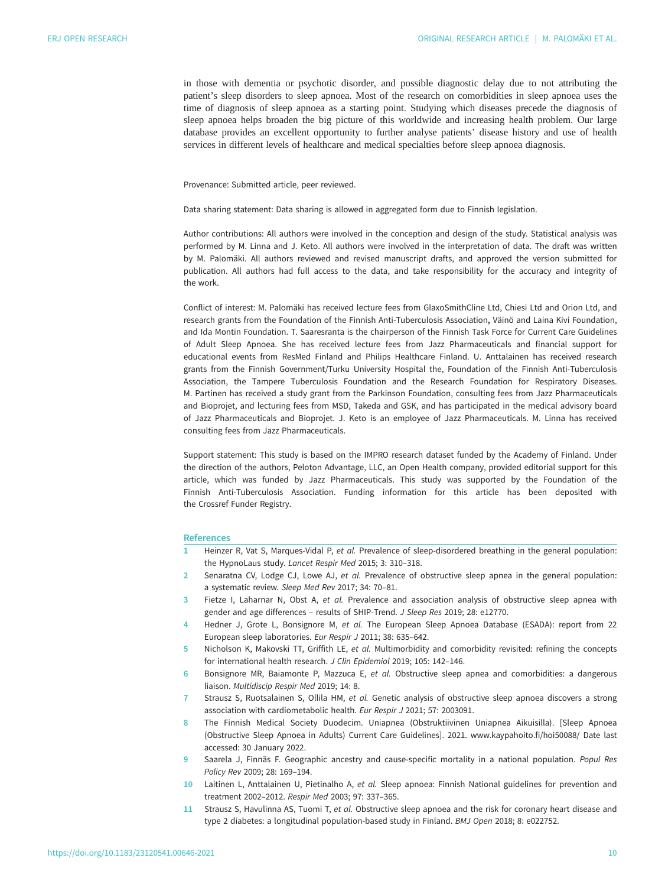in those with dementia or psychotic disorder, and possible diagnostic delay due to not attributing the patient's sleep disorders to sleep apnoea. Most of the research on comorbidities in sleep apnoea uses the time of diagnosis of sleep apnoea as a starting point. Studying which diseases precede the diagnosis of sleep apnoea helps broaden the big picture of this worldwide and increasing health problem. Our large database provides an excellent opportunity to further analyse patients' disease history and use of health services in different levels of healthcare and medical specialties before sleep apnoea diagnosis.

Provenance: Submitted article, peer reviewed.

Data sharing statement: Data sharing is allowed in aggregated form due to Finnish legislation.

Author contributions: All authors were involved in the conception and design of the study. Statistical analysis was performed by M. Linna and J. Keto. All authors were involved in the interpretation of data. The draft was written by M. Palomäki. All authors reviewed and revised manuscript drafts, and approved the version submitted for publication. All authors had full access to the data, and take responsibility for the accuracy and integrity of the work.

Conflict of interest: M. Palomäki has received lecture fees from GlaxoSmithCline Ltd, Chiesi Ltd and Orion Ltd, and research grants from the Foundation of the Finnish Anti-Tuberculosis Association, Väinö and Laina Kivi Foundation, and Ida Montin Foundation. T. Saaresranta is the chairperson of the Finnish Task Force for Current Care Guidelines of Adult Sleep Apnoea. She has received lecture fees from Jazz Pharmaceuticals and financial support for educational events from ResMed Finland and Philips Healthcare Finland. U. Anttalainen has received research grants from the Finnish Government/Turku University Hospital the, Foundation of the Finnish Anti-Tuberculosis Association, the Tampere Tuberculosis Foundation and the Research Foundation for Respiratory Diseases. M. Partinen has received a study grant from the Parkinson Foundation, consulting fees from Jazz Pharmaceuticals and Bioprojet, and lecturing fees from MSD, Takeda and GSK, and has participated in the medical advisory board of Jazz Pharmaceuticals and Bioprojet. J. Keto is an employee of Jazz Pharmaceuticals. M. Linna has received consulting fees from Jazz Pharmaceuticals.

Support statement: This study is based on the IMPRO research dataset funded by the Academy of Finland. Under the direction of the authors, Peloton Advantage, LLC, an Open Health company, provided editorial support for this article, which was funded by Jazz Pharmaceuticals. This study was supported by the Foundation of the Finnish Anti-Tuberculosis Association. Funding information for this article has been deposited with the Crossref Funder Registry.

## References

1. Heinzer R, Vat S, Marques-Vidal P, *et al.* Prevalence of sleep-disordered breathing in the general population: the HypnoLaus study. *Lancet Respir Med* 2015; 3: 310–318.
2. Senaratna CV, Lodge CJ, Lowe AJ, *et al.* Prevalence of obstructive sleep apnea in the general population: a systematic review. *Sleep Med Rev* 2017; 34: 70–81.
3. Fietze I, Laharnar N, Obst A, *et al.* Prevalence and association analysis of obstructive sleep apnea with gender and age differences – results of SHIP-Trend. *J Sleep Res* 2019; 28: e12770.
4. Hedner J, Grote L, Bonsignore M, *et al.* The European Sleep Apnoea Database (ESADA): report from 22 European sleep laboratories. *Eur Respir J* 2011; 38: 635–642.
5. Nicholson K, Makovski TT, Griffith LE, *et al.* Multimorbidity and comorbidity revisited: refining the concepts for international health research. *J Clin Epidemiol* 2019; 105: 142–146.
6. Bonsignore MR, Baiamonte P, Mazzuca E, *et al.* Obstructive sleep apnea and comorbidities: a dangerous liaison. *Multidiscip Respir Med* 2019; 14: 8.
7. Strausz S, Ruotsalainen S, Ollila HM, *et al.* Genetic analysis of obstructive sleep apnoea discovers a strong association with cardiometabolic health. *Eur Respir J* 2021; 57: 2003091.
8. The Finnish Medical Society Duodecim. Uniapnea (Obstruktiivinen Uniapnea Aikuisilla). [Sleep Apnoea (Obstructive Sleep Apnoea in Adults) Current Care Guidelines]. 2021. www.kaypahoito.fi/hoi50088/ Date last accessed: 30 January 2022.
9. Saarela J, Finnäs F. Geographic ancestry and cause-specific mortality in a national population. *Popul Res Policy Rev* 2009; 28: 169–194.
10. Laitinen L, Anttalainen U, Pietinalho A, *et al.* Sleep apnoea: Finnish National guidelines for prevention and treatment 2002–2012. *Respir Med* 2003; 97: 337–365.
11. Strausz S, Havulinna AS, Tuomi T, *et al.* Obstructive sleep apnoea and the risk for coronary heart disease and type 2 diabetes: a longitudinal population-based study in Finland. *BMJ Open* 2018; 8: e022752.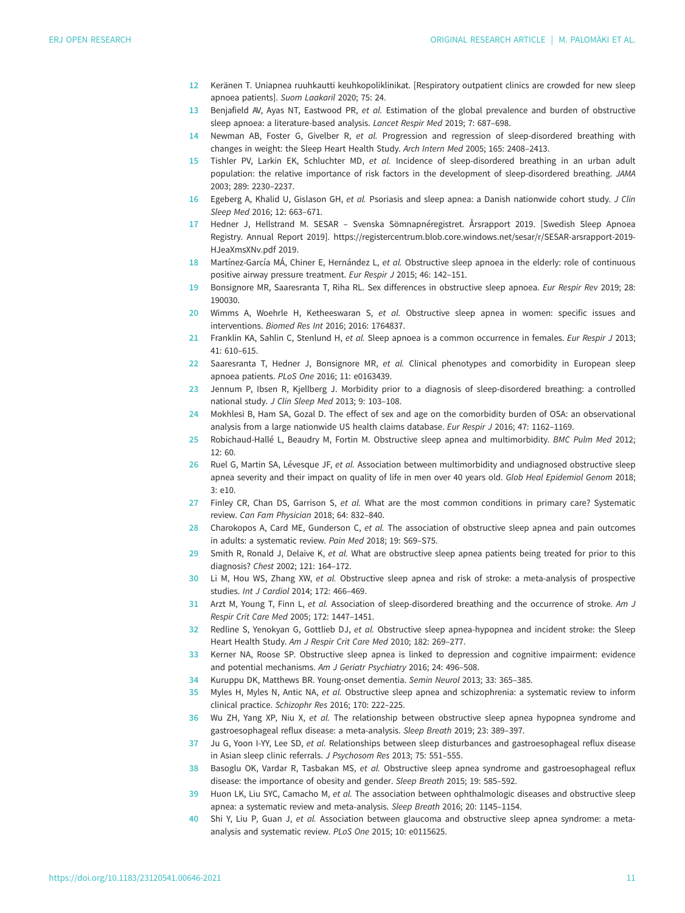12. Keränen T. Uniapnea ruuhkautti keuhkopoliklinikat. [Respiratory outpatient clinics are crowded for new sleep apnoea patients]. *Suom Laakaril* 2020; 75: 24.
13. Benjafield AV, Ayas NT, Eastwood PR, *et al.* Estimation of the global prevalence and burden of obstructive sleep apnoea: a literature-based analysis. *Lancet Respir Med* 2019; 7: 687–698.
14. Newman AB, Foster G, Givelber R, *et al.* Progression and regression of sleep-disordered breathing with changes in weight: the Sleep Heart Health Study. *Arch Intern Med* 2005; 165: 2408–2413.
15. Tishler PV, Larkin EK, Schluchter MD, *et al.* Incidence of sleep-disordered breathing in an urban adult population: the relative importance of risk factors in the development of sleep-disordered breathing. *JAMA* 2003; 289: 2230–2237.
16. Egeberg A, Khalid U, Gislason GH, *et al.* Psoriasis and sleep apnea: a Danish nationwide cohort study. *J Clin Sleep Med* 2016; 12: 663–671.
17. Hedner J, Hellstrand M. SESAR – Svenska Sömnapnéregistret. Årsrapport 2019. [Swedish Sleep Apnoea Registry. Annual Report 2019]. https://registercentrum.blob.core.windows.net/sesar/r/SESAR-arsrapport-2019-HJeaXmsXNv.pdf 2019.
18. Martínez-García MÁ, Chiner E, Hernández L, *et al.* Obstructive sleep apnoea in the elderly: role of continuous positive airway pressure treatment. *Eur Respir J* 2015; 46: 142–151.
19. Bonsignore MR, Saaresranta T, Riha RL. Sex differences in obstructive sleep apnoea. *Eur Respir Rev* 2019; 28: 190030.
20. Wimms A, Woehrle H, Ketheeswaran S, *et al.* Obstructive sleep apnea in women: specific issues and interventions. *Biomed Res Int* 2016; 2016: 1764837.
21. Franklin KA, Sahlin C, Stenlund H, *et al.* Sleep apnoea is a common occurrence in females. *Eur Respir J* 2013; 41: 610–615.
22. Saaresranta T, Hedner J, Bonsignore MR, *et al.* Clinical phenotypes and comorbidity in European sleep apnoea patients. *PLoS One* 2016; 11: e0163439.
23. Jennum P, Ibsen R, Kjellberg J. Morbidity prior to a diagnosis of sleep-disordered breathing: a controlled national study. *J Clin Sleep Med* 2013; 9: 103–108.
24. Mokhlesi B, Ham SA, Gozal D. The effect of sex and age on the comorbidity burden of OSA: an observational analysis from a large nationwide US health claims database. *Eur Respir J* 2016; 47: 1162–1169.
25. Robichaud-Hallé L, Beaudry M, Fortin M. Obstructive sleep apnea and multimorbidity. *BMC Pulm Med* 2012; 12: 60.
26. Ruel G, Martin SA, Lévesque JF, *et al.* Association between multimorbidity and undiagnosed obstructive sleep apnea severity and their impact on quality of life in men over 40 years old. *Glob Heal Epidemiol Genom* 2018; 3: e10.
27. Finley CR, Chan DS, Garrison S, *et al.* What are the most common conditions in primary care? Systematic review. *Can Fam Physician* 2018; 64: 832–840.
28. Charokopos A, Card ME, Gunderson C, *et al.* The association of obstructive sleep apnea and pain outcomes in adults: a systematic review. *Pain Med* 2018; 19: S69–S75.
29. Smith R, Ronald J, Delaive K, *et al.* What are obstructive sleep apnea patients being treated for prior to this diagnosis? *Chest* 2002; 121: 164–172.
30. Li M, Hou WS, Zhang XW, *et al.* Obstructive sleep apnea and risk of stroke: a meta-analysis of prospective studies. *Int J Cardiol* 2014; 172: 466–469.
31. Arzt M, Young T, Finn L, *et al.* Association of sleep-disordered breathing and the occurrence of stroke. *Am J Respir Crit Care Med* 2005; 172: 1447–1451.
32. Redline S, Yenokyan G, Gottlieb DJ, *et al.* Obstructive sleep apnea-hypopnea and incident stroke: the Sleep Heart Health Study. *Am J Respir Crit Care Med* 2010; 182: 269–277.
33. Kerner NA, Roose SP. Obstructive sleep apnea is linked to depression and cognitive impairment: evidence and potential mechanisms. *Am J Geriatr Psychiatry* 2016; 24: 496–508.
34. Kuruppu DK, Matthews BR. Young-onset dementia. *Semin Neurol* 2013; 33: 365–385.
35. Myles H, Myles N, Antic NA, *et al.* Obstructive sleep apnea and schizophrenia: a systematic review to inform clinical practice. *Schizophr Res* 2016; 170: 222–225.
36. Wu ZH, Yang XP, Niu X, *et al.* The relationship between obstructive sleep apnea hypopnea syndrome and gastroesophageal reflux disease: a meta-analysis. *Sleep Breath* 2019; 23: 389–397.
37. Ju G, Yoon I-YY, Lee SD, *et al.* Relationships between sleep disturbances and gastroesophageal reflux disease in Asian sleep clinic referrals. *J Psychosom Res* 2013; 75: 551–555.
38. Basoglu OK, Vardar R, Tasbakan MS, *et al.* Obstructive sleep apnea syndrome and gastroesophageal reflux disease: the importance of obesity and gender. *Sleep Breath* 2015; 19: 585–592.
39. Huon LK, Liu SYC, Camacho M, *et al.* The association between ophthalmologic diseases and obstructive sleep apnea: a systematic review and meta-analysis. *Sleep Breath* 2016; 20: 1145–1154.
40. Shi Y, Liu P, Guan J, *et al.* Association between glaucoma and obstructive sleep apnea syndrome: a meta-analysis and systematic review. *PLoS One* 2015; 10: e0115625.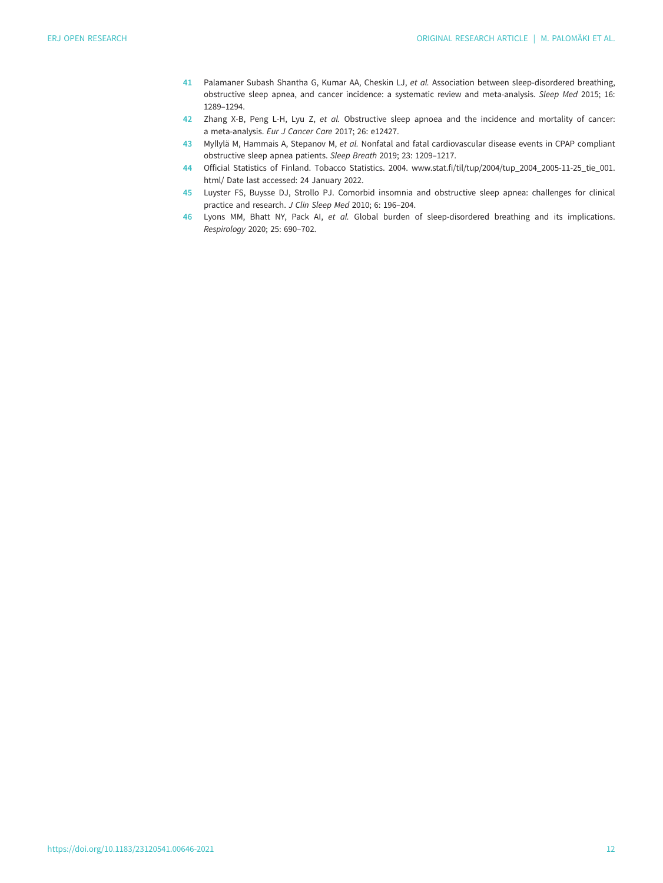41 Palamaner Subash Shantha G, Kumar AA, Cheskin LJ, *et al.* Association between sleep-disordered breathing, obstructive sleep apnea, and cancer incidence: a systematic review and meta-analysis. *Sleep Med* 2015; 16: 1289–1294.

42 Zhang X-B, Peng L-H, Lyu Z, *et al.* Obstructive sleep apnoea and the incidence and mortality of cancer: a meta-analysis. *Eur J Cancer Care* 2017; 26: e12427.

43 Myllylä M, Hammais A, Stepanov M, *et al.* Nonfatal and fatal cardiovascular disease events in CPAP compliant obstructive sleep apnea patients. *Sleep Breath* 2019; 23: 1209–1217.

44 Official Statistics of Finland. Tobacco Statistics. 2004. www.stat.fi/til/tup/2004/tup_2004_2005-11-25_tie_001.html/ Date last accessed: 24 January 2022.

45 Luyster FS, Buysse DJ, Strollo PJ. Comorbid insomnia and obstructive sleep apnea: challenges for clinical practice and research. *J Clin Sleep Med* 2010; 6: 196–204.

46 Lyons MM, Bhatt NY, Pack AI, *et al.* Global burden of sleep-disordered breathing and its implications. *Respirology* 2020; 25: 690–702.